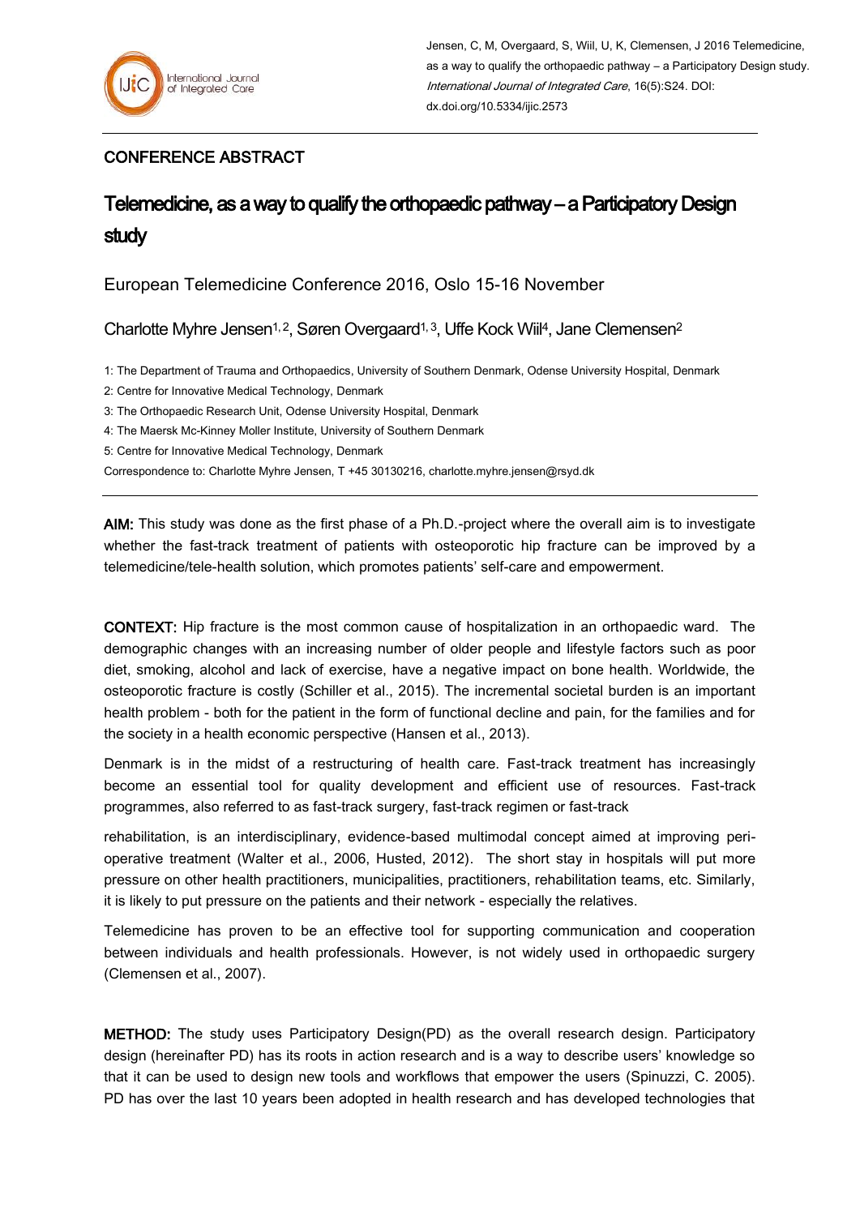Jensen, C, M, Overgaard, S, Wiil, U, K, Clemensen, J 2016 Telemedicine, as a way to qualify the orthopaedic pathway – a Participatory Design study. *International Journal of Integrated Care*, 16(5):S24. DOI: dx.doi.org/10.5334/ijic.2573

## CONFERENCE ABSTRACT

# Telemedicine, as a way to qualify the orthopaedic pathway – a Participatory Design study

European Telemedicine Conference 2016, Oslo 15-16 November

Charlotte Myhre Jensen[1, 2], Søren Overgaard[1, 3], Uffe Kock Wiil[4], Jane Clemensen[2]

1: The Department of Trauma and Orthopaedics, University of Southern Denmark, Odense University Hospital, Denmark

2: Centre for Innovative Medical Technology, Denmark

3: The Orthopaedic Research Unit, Odense University Hospital, Denmark

4: The Maersk Mc-Kinney Moller Institute, University of Southern Denmark

5: Centre for Innovative Medical Technology, Denmark

Correspondence to: Charlotte Myhre Jensen, T +45 30130216, charlotte.myhre.jensen@rsyd.dk

**AIM:** This study was done as the first phase of a Ph.D.-project where the overall aim is to investigate whether the fast-track treatment of patients with osteoporotic hip fracture can be improved by a telemedicine/tele-health solution, which promotes patients' self-care and empowerment.

**CONTEXT:** Hip fracture is the most common cause of hospitalization in an orthopaedic ward. The demographic changes with an increasing number of older people and lifestyle factors such as poor diet, smoking, alcohol and lack of exercise, have a negative impact on bone health. Worldwide, the osteoporotic fracture is costly (Schiller et al., 2015). The incremental societal burden is an important health problem - both for the patient in the form of functional decline and pain, for the families and for the society in a health economic perspective (Hansen et al., 2013).

Denmark is in the midst of a restructuring of health care. Fast-track treatment has increasingly become an essential tool for quality development and efficient use of resources. Fast-track programmes, also referred to as fast-track surgery, fast-track regimen or fast-track rehabilitation, is an interdisciplinary, evidence-based multimodal concept aimed at improving peri-operative treatment (Walter et al., 2006, Husted, 2012). The short stay in hospitals will put more pressure on other health practitioners, municipalities, practitioners, rehabilitation teams, etc. Similarly, it is likely to put pressure on the patients and their network - especially the relatives.

Telemedicine has proven to be an effective tool for supporting communication and cooperation between individuals and health professionals. However, is not widely used in orthopaedic surgery (Clemensen et al., 2007).

**METHOD:** The study uses Participatory Design(PD) as the overall research design. Participatory design (hereinafter PD) has its roots in action research and is a way to describe users' knowledge so that it can be used to design new tools and workflows that empower the users (Spinuzzi, C. 2005). PD has over the last 10 years been adopted in health research and has developed technologies that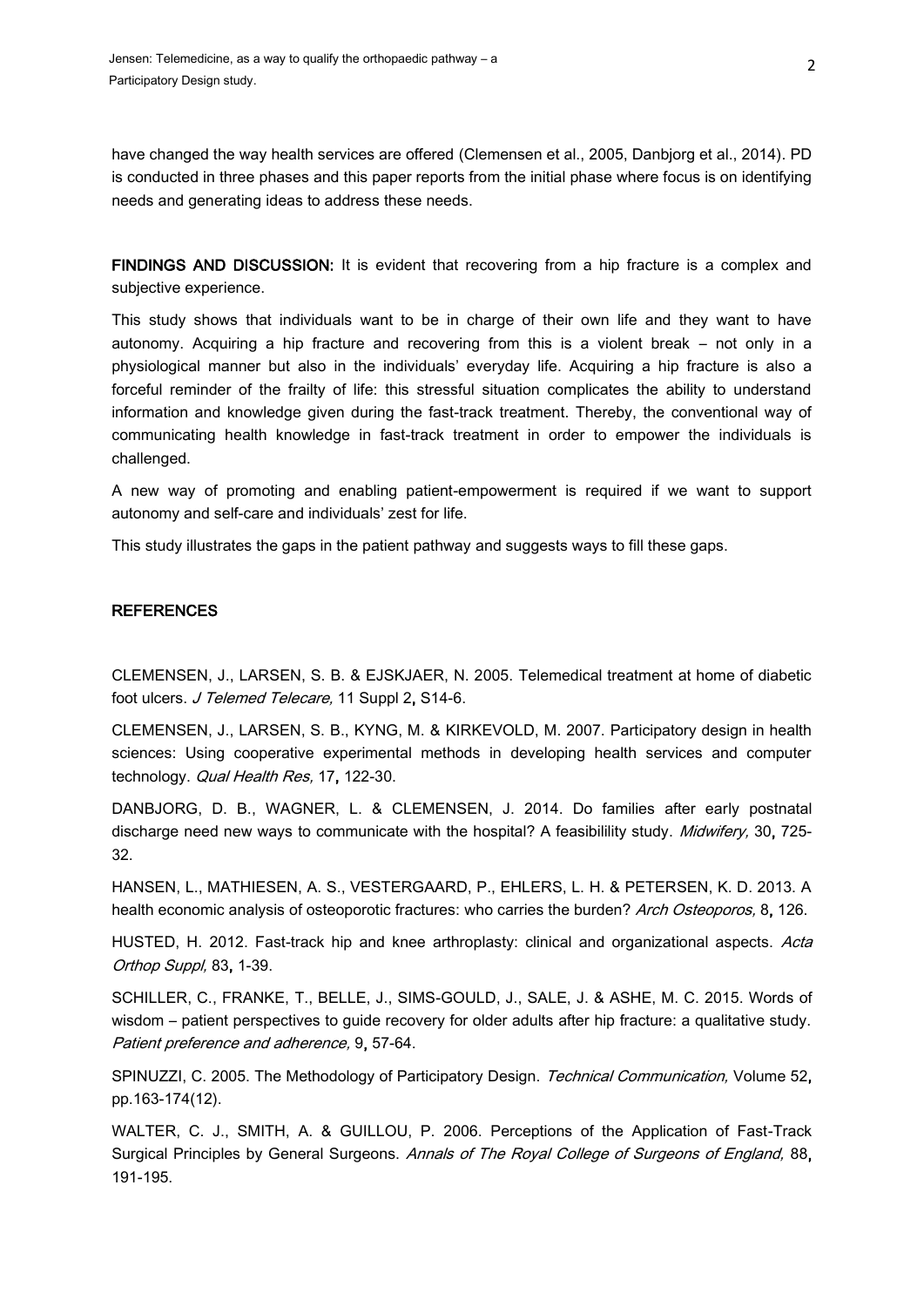have changed the way health services are offered (Clemensen et al., 2005, Danbjorg et al., 2014). PD is conducted in three phases and this paper reports from the initial phase where focus is on identifying needs and generating ideas to address these needs.

**FINDINGS AND DISCUSSION:** It is evident that recovering from a hip fracture is a complex and subjective experience.

This study shows that individuals want to be in charge of their own life and they want to have autonomy. Acquiring a hip fracture and recovering from this is a violent break – not only in a physiological manner but also in the individuals' everyday life. Acquiring a hip fracture is also a forceful reminder of the frailty of life: this stressful situation complicates the ability to understand information and knowledge given during the fast-track treatment. Thereby, the conventional way of communicating health knowledge in fast-track treatment in order to empower the individuals is challenged.

A new way of promoting and enabling patient-empowerment is required if we want to support autonomy and self-care and individuals' zest for life.

This study illustrates the gaps in the patient pathway and suggests ways to fill these gaps.

## REFERENCES

CLEMENSEN, J., LARSEN, S. B. & EJSKJAER, N. 2005. Telemedical treatment at home of diabetic foot ulcers. *J Telemed Telecare,* 11 Suppl 2**,** S14-6.

CLEMENSEN, J., LARSEN, S. B., KYNG, M. & KIRKEVOLD, M. 2007. Participatory design in health sciences: Using cooperative experimental methods in developing health services and computer technology. *Qual Health Res,* 17**,** 122-30.

DANBJORG, D. B., WAGNER, L. & CLEMENSEN, J. 2014. Do families after early postnatal discharge need new ways to communicate with the hospital? A feasibilility study. *Midwifery,* 30**,** 725-32.

HANSEN, L., MATHIESEN, A. S., VESTERGAARD, P., EHLERS, L. H. & PETERSEN, K. D. 2013. A health economic analysis of osteoporotic fractures: who carries the burden? *Arch Osteoporos,* 8**,** 126.

HUSTED, H. 2012. Fast-track hip and knee arthroplasty: clinical and organizational aspects. *Acta Orthop Suppl,* 83**,** 1-39.

SCHILLER, C., FRANKE, T., BELLE, J., SIMS-GOULD, J., SALE, J. & ASHE, M. C. 2015. Words of wisdom – patient perspectives to guide recovery for older adults after hip fracture: a qualitative study. *Patient preference and adherence,* 9**,** 57-64.

SPINUZZI, C. 2005. The Methodology of Participatory Design. *Technical Communication,* Volume 52**,** pp.163-174(12).

WALTER, C. J., SMITH, A. & GUILLOU, P. 2006. Perceptions of the Application of Fast-Track Surgical Principles by General Surgeons. *Annals of The Royal College of Surgeons of England,* 88**,** 191-195.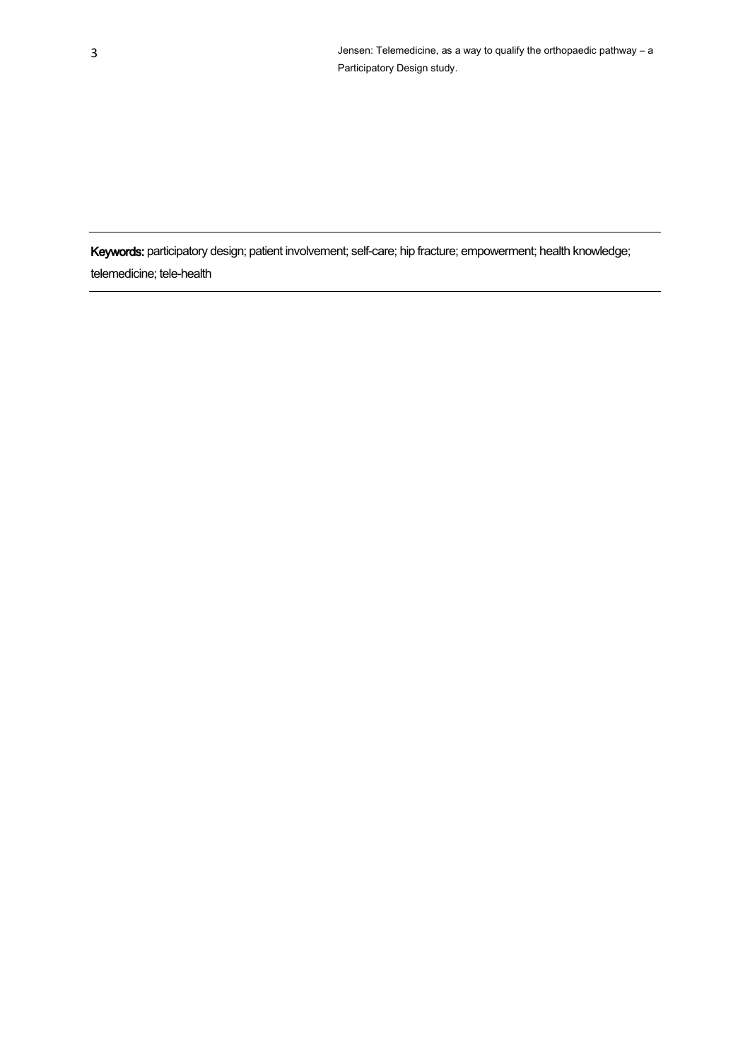**Keywords:** participatory design; patient involvement; self-care; hip fracture; empowerment; health knowledge; telemedicine; tele-health